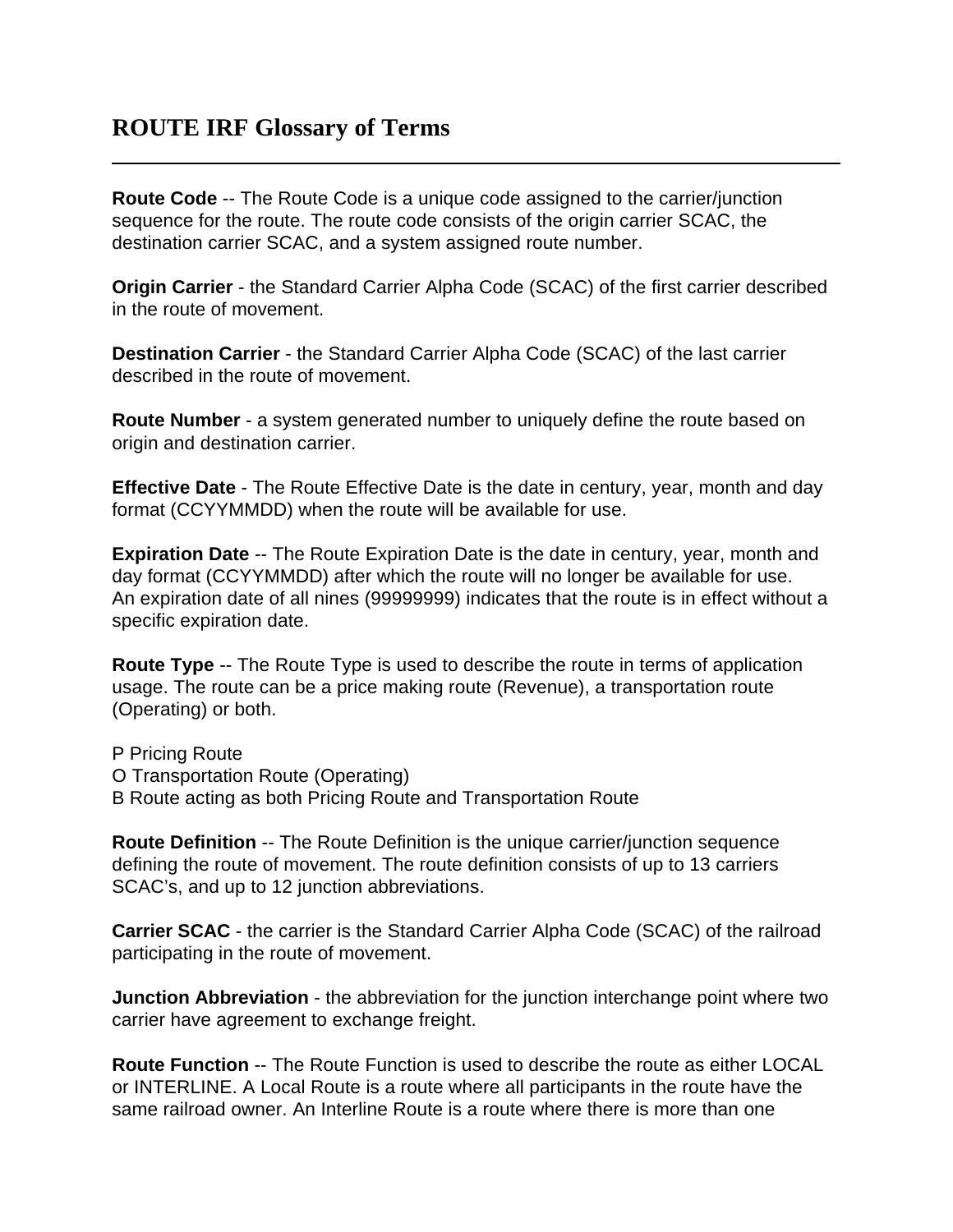# ROUTE IRF Glossary of Terms

---

**Route Code** -- The Route Code is a unique code assigned to the carrier/junction sequence for the route. The route code consists of the origin carrier SCAC, the destination carrier SCAC, and a system assigned route number.

**Origin Carrier** - the Standard Carrier Alpha Code (SCAC) of the first carrier described in the route of movement.

**Destination Carrier** - the Standard Carrier Alpha Code (SCAC) of the last carrier described in the route of movement.

**Route Number** - a system generated number to uniquely define the route based on origin and destination carrier.

**Effective Date** - The Route Effective Date is the date in century, year, month and day format (CCYYMMDD) when the route will be available for use.

**Expiration Date** -- The Route Expiration Date is the date in century, year, month and day format (CCYYMMDD) after which the route will no longer be available for use. An expiration date of all nines (99999999) indicates that the route is in effect without a specific expiration date.

**Route Type** -- The Route Type is used to describe the route in terms of application usage. The route can be a price making route (Revenue), a transportation route (Operating) or both.

P Pricing Route
O Transportation Route (Operating)
B Route acting as both Pricing Route and Transportation Route

**Route Definition** -- The Route Definition is the unique carrier/junction sequence defining the route of movement. The route definition consists of up to 13 carriers SCAC's, and up to 12 junction abbreviations.

**Carrier SCAC** - the carrier is the Standard Carrier Alpha Code (SCAC) of the railroad participating in the route of movement.

**Junction Abbreviation** - the abbreviation for the junction interchange point where two carrier have agreement to exchange freight.

**Route Function** -- The Route Function is used to describe the route as either LOCAL or INTERLINE. A Local Route is a route where all participants in the route have the same railroad owner. An Interline Route is a route where there is more than one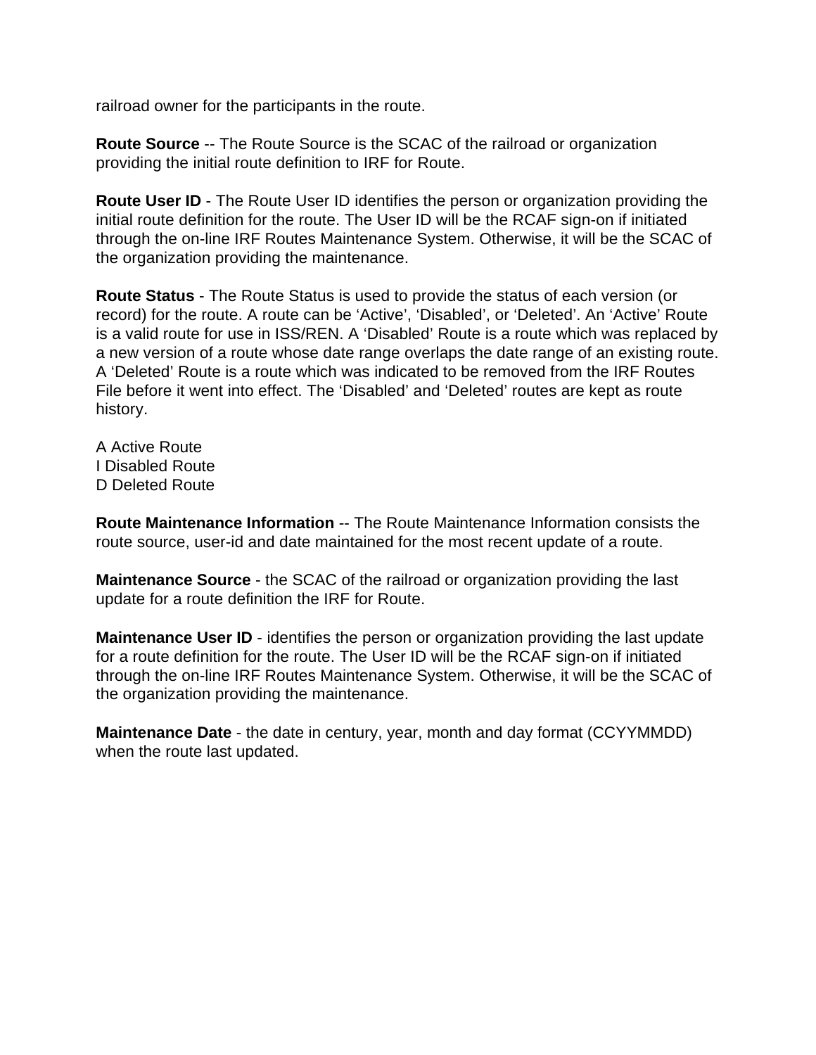railroad owner for the participants in the route.

**Route Source** -- The Route Source is the SCAC of the railroad or organization providing the initial route definition to IRF for Route.

**Route User ID** - The Route User ID identifies the person or organization providing the initial route definition for the route. The User ID will be the RCAF sign-on if initiated through the on-line IRF Routes Maintenance System. Otherwise, it will be the SCAC of the organization providing the maintenance.

**Route Status** - The Route Status is used to provide the status of each version (or record) for the route. A route can be ‘Active’, ‘Disabled’, or ‘Deleted’. An ‘Active’ Route is a valid route for use in ISS/REN. A ‘Disabled’ Route is a route which was replaced by a new version of a route whose date range overlaps the date range of an existing route. A ‘Deleted’ Route is a route which was indicated to be removed from the IRF Routes File before it went into effect. The ‘Disabled’ and ‘Deleted’ routes are kept as route history.

A Active Route
I Disabled Route
D Deleted Route

**Route Maintenance Information** -- The Route Maintenance Information consists the route source, user-id and date maintained for the most recent update of a route.

**Maintenance Source** - the SCAC of the railroad or organization providing the last update for a route definition the IRF for Route.

**Maintenance User ID** - identifies the person or organization providing the last update for a route definition for the route. The User ID will be the RCAF sign-on if initiated through the on-line IRF Routes Maintenance System. Otherwise, it will be the SCAC of the organization providing the maintenance.

**Maintenance Date** - the date in century, year, month and day format (CCYYMMDD) when the route last updated.